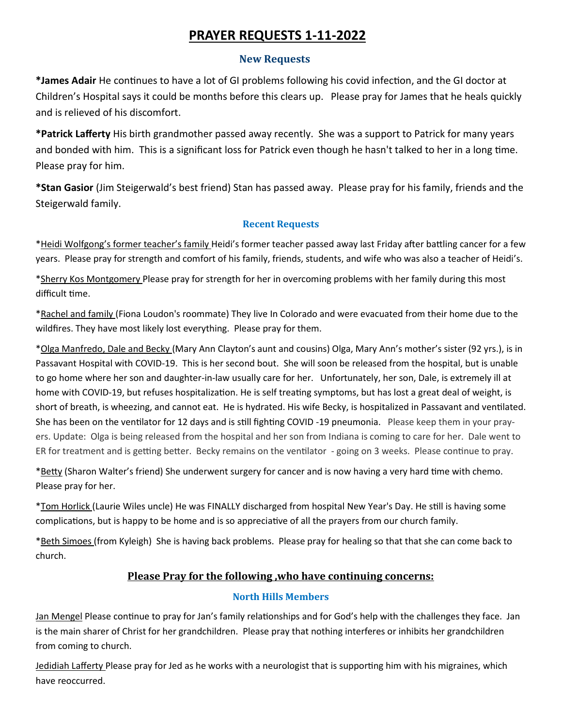# PRAYER REQUESTS 1-11-2022

## New Requests

**\*James Adair** He continues to have a lot of GI problems following his covid infection, and the GI doctor at Children's Hospital says it could be months before this clears up. Please pray for James that he heals quickly and is relieved of his discomfort.

**\*Patrick Lafferty** His birth grandmother passed away recently. She was a support to Patrick for many years and bonded with him. This is a significant loss for Patrick even though he hasn't talked to her in a long time. Please pray for him.

**\*Stan Gasior** (Jim Steigerwald's best friend) Stan has passed away. Please pray for his family, friends and the Steigerwald family.

## Recent Requests

*Heidi Wolfgong's former teacher's family Heidi's former teacher passed away last Friday after battling cancer for a few years. Please pray for strength and comfort of his family, friends, students, and wife who was also a teacher of Heidi's.

*Sherry Kos Montgomery Please pray for strength for her in overcoming problems with her family during this most difficult time.

*Rachel and family (Fiona Loudon's roommate) They live In Colorado and were evacuated from their home due to the wildfires. They have most likely lost everything. Please pray for them.

*Olga Manfredo, Dale and Becky (Mary Ann Clayton's aunt and cousins) Olga, Mary Ann's mother's sister (92 yrs.), is in Passavant Hospital with COVID-19. This is her second bout. She will soon be released from the hospital, but is unable to go home where her son and daughter-in-law usually care for her. Unfortunately, her son, Dale, is extremely ill at home with COVID-19, but refuses hospitalization. He is self treating symptoms, but has lost a great deal of weight, is short of breath, is wheezing, and cannot eat. He is hydrated. His wife Becky, is hospitalized in Passavant and ventilated. She has been on the ventilator for 12 days and is still fighting COVID -19 pneumonia. Please keep them in your prayers. Update: Olga is being released from the hospital and her son from Indiana is coming to care for her. Dale went to ER for treatment and is getting better. Becky remains on the ventilator - going on 3 weeks. Please continue to pray.

*Betty (Sharon Walter's friend) She underwent surgery for cancer and is now having a very hard time with chemo. Please pray for her.

*Tom Horlick (Laurie Wiles uncle) He was FINALLY discharged from hospital New Year's Day. He still is having some complications, but is happy to be home and is so appreciative of all the prayers from our church family.

*Beth Simoes (from Kyleigh) She is having back problems. Please pray for healing so that that she can come back to church.

## Please Pray for the following ,who have continuing concerns:

### North Hills Members

Jan Mengel Please continue to pray for Jan's family relationships and for God's help with the challenges they face. Jan is the main sharer of Christ for her grandchildren. Please pray that nothing interferes or inhibits her grandchildren from coming to church.

Jedidiah Lafferty Please pray for Jed as he works with a neurologist that is supporting him with his migraines, which have reoccurred.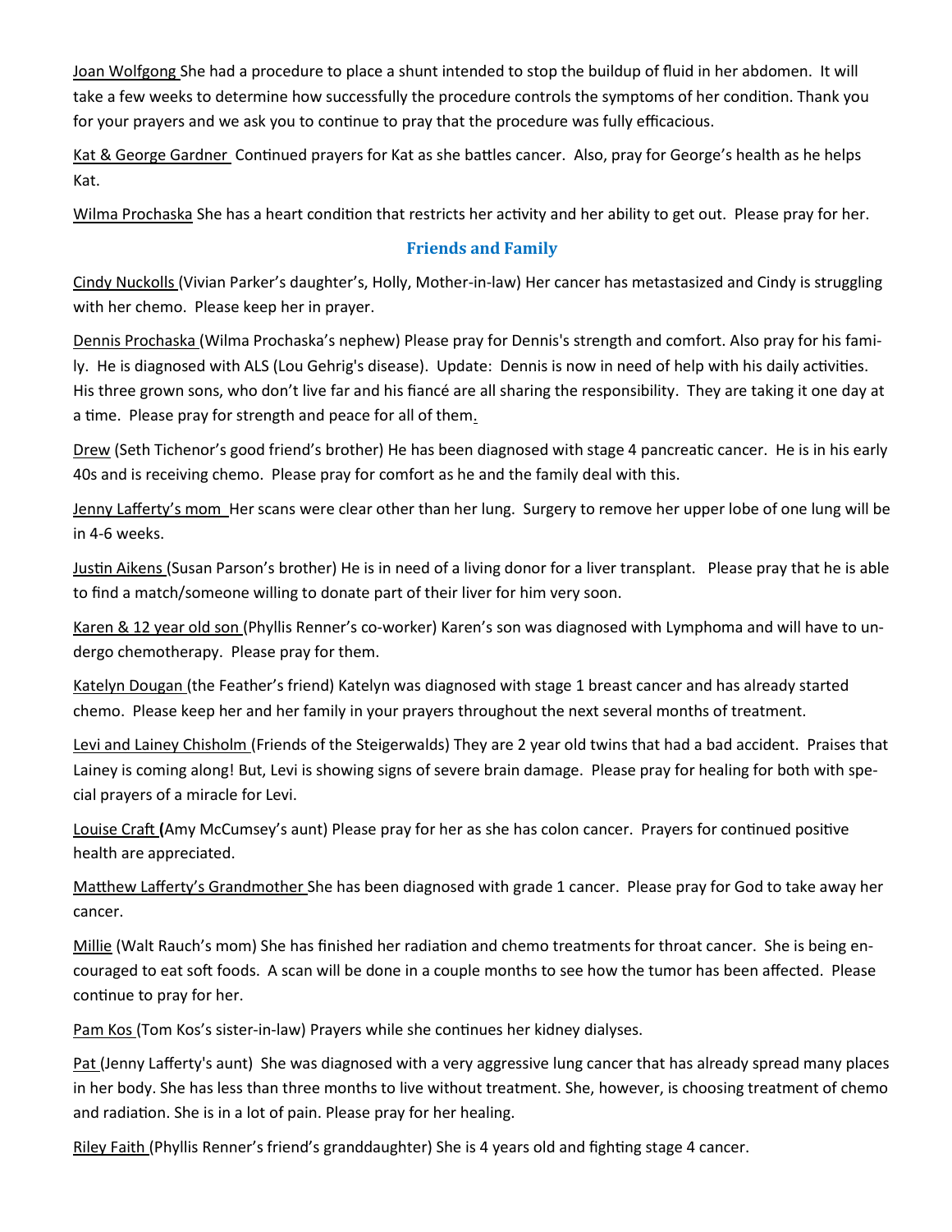<u>Joan Wolfgong</u> She had a procedure to place a shunt intended to stop the buildup of fluid in her abdomen. It will take a few weeks to determine how successfully the procedure controls the symptoms of her condition. Thank you for your prayers and we ask you to continue to pray that the procedure was fully efficacious.

<u>Kat & George Gardner</u> Continued prayers for Kat as she battles cancer. Also, pray for George's health as he helps Kat.

<u>Wilma Prochaska</u> She has a heart condition that restricts her activity and her ability to get out. Please pray for her.

## Friends and Family

<u>Cindy Nuckolls</u> (Vivian Parker's daughter's, Holly, Mother-in-law) Her cancer has metastasized and Cindy is struggling with her chemo. Please keep her in prayer.

<u>Dennis Prochaska</u> (Wilma Prochaska's nephew) Please pray for Dennis's strength and comfort. Also pray for his family. He is diagnosed with ALS (Lou Gehrig's disease). Update: Dennis is now in need of help with his daily activities. His three grown sons, who don't live far and his fiancé are all sharing the responsibility. They are taking it one day at a time. Please pray for strength and peace for all of them.

<u>Drew</u> (Seth Tichenor's good friend's brother) He has been diagnosed with stage 4 pancreatic cancer. He is in his early 40s and is receiving chemo. Please pray for comfort as he and the family deal with this.

<u>Jenny Lafferty's mom</u> Her scans were clear other than her lung. Surgery to remove her upper lobe of one lung will be in 4-6 weeks.

<u>Justin Aikens</u> (Susan Parson's brother) He is in need of a living donor for a liver transplant. Please pray that he is able to find a match/someone willing to donate part of their liver for him very soon.

<u>Karen & 12 year old son</u> (Phyllis Renner's co-worker) Karen's son was diagnosed with Lymphoma and will have to undergo chemotherapy. Please pray for them.

<u>Katelyn Dougan</u> (the Feather's friend) Katelyn was diagnosed with stage 1 breast cancer and has already started chemo. Please keep her and her family in your prayers throughout the next several months of treatment.

<u>Levi and Lainey Chisholm</u> (Friends of the Steigerwalds) They are 2 year old twins that had a bad accident. Praises that Lainey is coming along! But, Levi is showing signs of severe brain damage. Please pray for healing for both with special prayers of a miracle for Levi.

<u>Louise Craft</u> **(**Amy McCumsey's aunt) Please pray for her as she has colon cancer. Prayers for continued positive health are appreciated.

<u>Matthew Lafferty's Grandmother</u> She has been diagnosed with grade 1 cancer. Please pray for God to take away her cancer.

<u>Millie</u> (Walt Rauch's mom) She has finished her radiation and chemo treatments for throat cancer. She is being encouraged to eat soft foods. A scan will be done in a couple months to see how the tumor has been affected. Please continue to pray for her.

<u>Pam Kos</u> (Tom Kos's sister-in-law) Prayers while she continues her kidney dialyses.

<u>Pat</u> (Jenny Lafferty's aunt) She was diagnosed with a very aggressive lung cancer that has already spread many places in her body. She has less than three months to live without treatment. She, however, is choosing treatment of chemo and radiation. She is in a lot of pain. Please pray for her healing.

<u>Riley Faith</u> (Phyllis Renner's friend's granddaughter) She is 4 years old and fighting stage 4 cancer.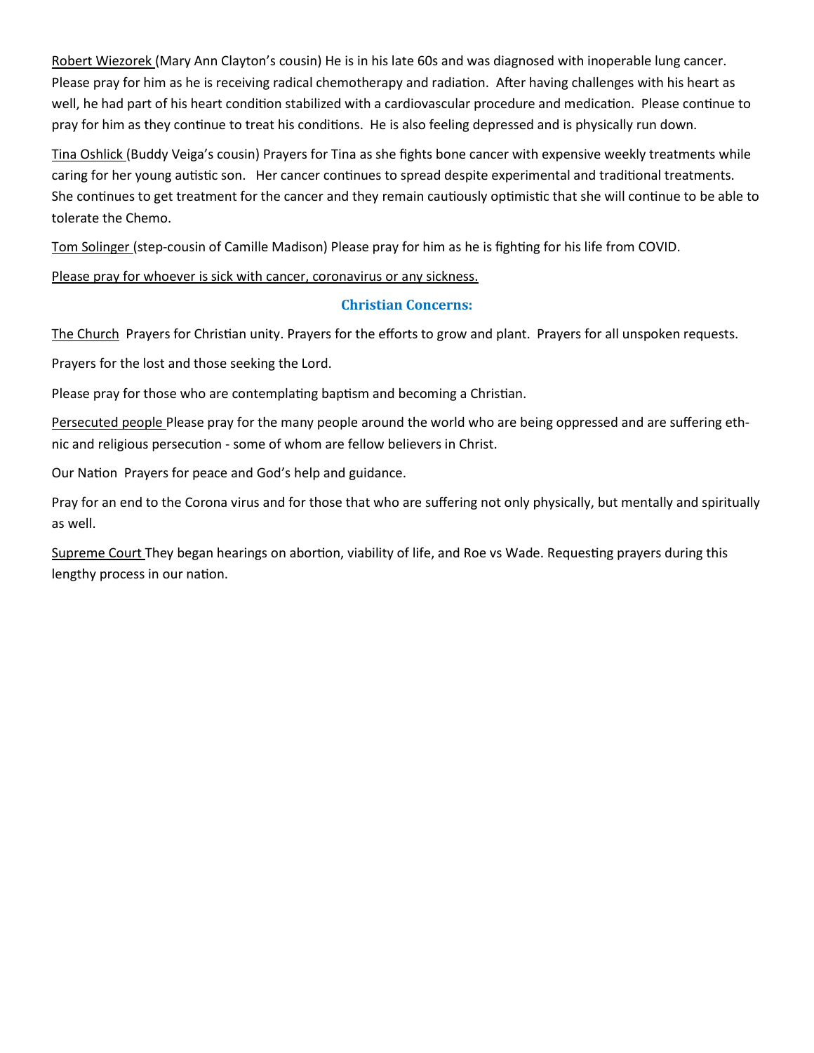Robert Wiezorek (Mary Ann Clayton's cousin) He is in his late 60s and was diagnosed with inoperable lung cancer. Please pray for him as he is receiving radical chemotherapy and radiation. After having challenges with his heart as well, he had part of his heart condition stabilized with a cardiovascular procedure and medication. Please continue to pray for him as they continue to treat his conditions. He is also feeling depressed and is physically run down.

Tina Oshlick (Buddy Veiga's cousin) Prayers for Tina as she fights bone cancer with expensive weekly treatments while caring for her young autistic son. Her cancer continues to spread despite experimental and traditional treatments. She continues to get treatment for the cancer and they remain cautiously optimistic that she will continue to be able to tolerate the Chemo.

Tom Solinger (step-cousin of Camille Madison) Please pray for him as he is fighting for his life from COVID.

Please pray for whoever is sick with cancer, coronavirus or any sickness.

## Christian Concerns:

The Church Prayers for Christian unity. Prayers for the efforts to grow and plant. Prayers for all unspoken requests.

Prayers for the lost and those seeking the Lord.

Please pray for those who are contemplating baptism and becoming a Christian.

Persecuted people Please pray for the many people around the world who are being oppressed and are suffering ethnic and religious persecution - some of whom are fellow believers in Christ.

Our Nation Prayers for peace and God's help and guidance.

Pray for an end to the Corona virus and for those that who are suffering not only physically, but mentally and spiritually as well.

Supreme Court They began hearings on abortion, viability of life, and Roe vs Wade. Requesting prayers during this lengthy process in our nation.